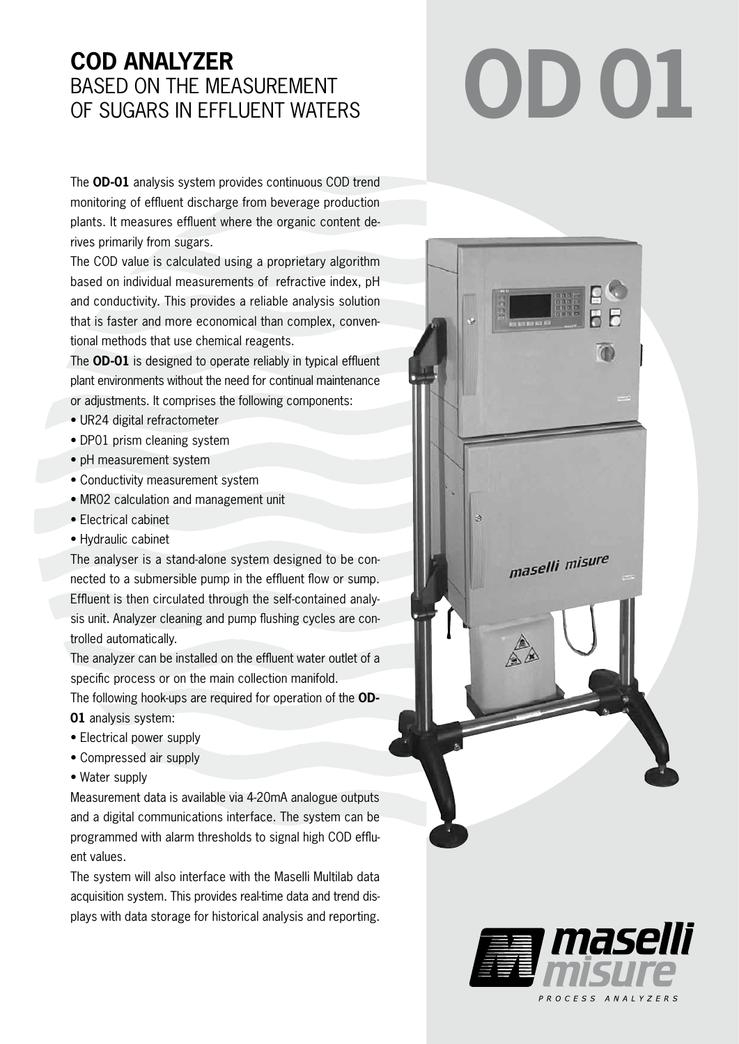# COD ANALYZER

## BASED ON THE MEASUREMENT OF SUGARS IN EFFLUENT WATERS

# OD 01

The **OD-01** analysis system provides continuous COD trend monitoring of effluent discharge from beverage production plants. It measures effluent where the organic content derives primarily from sugars.

The COD value is calculated using a proprietary algorithm based on individual measurements of refractive index, pH and conductivity. This provides a reliable analysis solution that is faster and more economical than complex, conventional methods that use chemical reagents.

The **OD-01** is designed to operate reliably in typical effluent plant environments without the need for continual maintenance or adjustments. It comprises the following components:

- UR24 digital refractometer
- DP01 prism cleaning system
- pH measurement system
- Conductivity measurement system
- MR02 calculation and management unit
- Electrical cabinet
- Hydraulic cabinet

The analyser is a stand-alone system designed to be connected to a submersible pump in the effluent flow or sump. Effluent is then circulated through the self-contained analysis unit. Analyzer cleaning and pump flushing cycles are controlled automatically.

The analyzer can be installed on the effluent water outlet of a specific process or on the main collection manifold.

The following hook-ups are required for operation of the **OD-01** analysis system:

- Electrical power supply
- Compressed air supply
- Water supply

Measurement data is available via 4-20mA analogue outputs and a digital communications interface. The system can be programmed with alarm thresholds to signal high COD effluent values.

The system will also interface with the Maselli Multilab data acquisition system. This provides real-time data and trend displays with data storage for historical analysis and reporting.

maselli misure

PROCESS ANALYZERS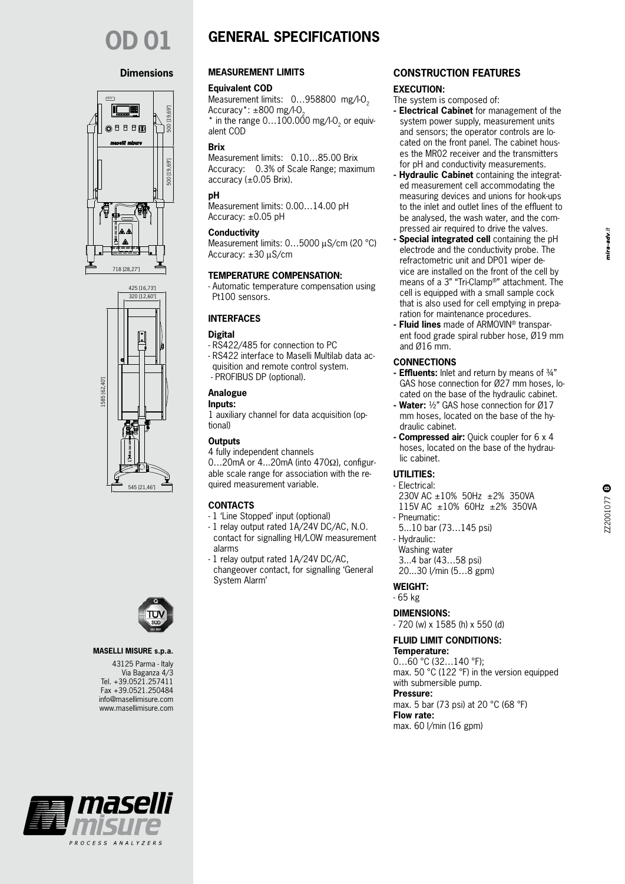# OD 01

## GENERAL SPECIFICATIONS

**Dimensions**

500 [19,69"]
500 [19,69"]
718 [28,27"]
425 [16,73"]
320 [12,60"]
1585 [62,40"]
545 [21,46"]

### MEASUREMENT LIMITS

**Equivalent COD**

Measurement limits: 0…958800 mg/l-$O_2$
Accuracy*: ±800 mg/l-$O_2$
* in the range 0…100.000 mg/l-$O_2$ or equivalent COD

**Brix**

Measurement limits: 0.10…85.00 Brix
Accuracy: 0.3% of Scale Range; maximum accuracy (±0.05 Brix).

**pH**

Measurement limits: 0.00…14.00 pH
Accuracy: ±0.05 pH

**Conductivity**

Measurement limits: 0…5000 µS/cm (20 °C)
Accuracy: ±30 µS/cm

### TEMPERATURE COMPENSATION:

- Automatic temperature compensation using Pt100 sensors.

### INTERFACES

**Digital**

- RS422/485 for connection to PC
- RS422 interface to Maselli Multilab data acquisition and remote control system.
- PROFIBUS DP (optional).

**Analogue**

**Inputs:**

1 auxiliary channel for data acquisition (optional)

**Outputs**

4 fully independent channels
0…20mA or 4...20mA (into 470Ω), configurable scale range for association with the required measurement variable.

### CONTACTS

- 1 'Line Stopped' input (optional)
- 1 relay output rated 1A/24V DC/AC, N.O. contact for signalling HI/LOW measurement alarms
- 1 relay output rated 1A/24V DC/AC, changeover contact, for signalling 'General System Alarm'

### CONSTRUCTION FEATURES

**EXECUTION:**

The system is composed of:

- **Electrical Cabinet** for management of the system power supply, measurement units and sensors; the operator controls are located on the front panel. The cabinet houses the MR02 receiver and the transmitters for pH and conductivity measurements.
- **Hydraulic Cabinet** containing the integrated measurement cell accommodating the measuring devices and unions for hook-ups to the inlet and outlet lines of the effluent to be analysed, the wash water, and the compressed air required to drive the valves.
- **Special integrated cell** containing the pH electrode and the conductivity probe. The refractometric unit and DP01 wiper device are installed on the front of the cell by means of a 3" "Tri-Clamp®" attachment. The cell is equipped with a small sample cock that is also used for cell emptying in preparation for maintenance procedures.
- **Fluid lines** made of ARMOVIN® transparent food grade spiral rubber hose, Ø19 mm and Ø16 mm.

**CONNECTIONS**

- **Effluents:** Inlet and return by means of ¾" GAS hose connection for Ø27 mm hoses, located on the base of the hydraulic cabinet.
- **Water:** ½" GAS hose connection for Ø17 mm hoses, located on the base of the hydraulic cabinet.
- **Compressed air:** Quick coupler for 6 x 4 hoses, located on the base of the hydraulic cabinet.

**UTILITIES:**

- Electrical:
  230V AC ±10% 50Hz ±2% 350VA
  115V AC ±10% 60Hz ±2% 350VA
- Pneumatic:
  5...10 bar (73…145 psi)
- Hydraulic:
  Washing water
  3...4 bar (43…58 psi)
  20...30 l/min (5…8 gpm)

**WEIGHT:**

- 65 kg

**DIMENSIONS:**

- 720 (w) x 1585 (h) x 550 (d)

**FLUID LIMIT CONDITIONS:**

**Temperature:**
0…60 °C (32…140 °F);
max. 50 °C (122 °F) in the version equipped with submersible pump.

**Pressure:**
max. 5 bar (73 psi) at 20 °C (68 °F)

**Flow rate:**
max. 60 l/min (16 gpm)

**MASELLI MISURE s.p.a.**

43125 Parma - Italy
Via Baganza 4/3
Tel. +39.0521.257411
Fax +39.0521.250484
info@masellimisure.com
www.masellimisure.com

ZZ2001077 B